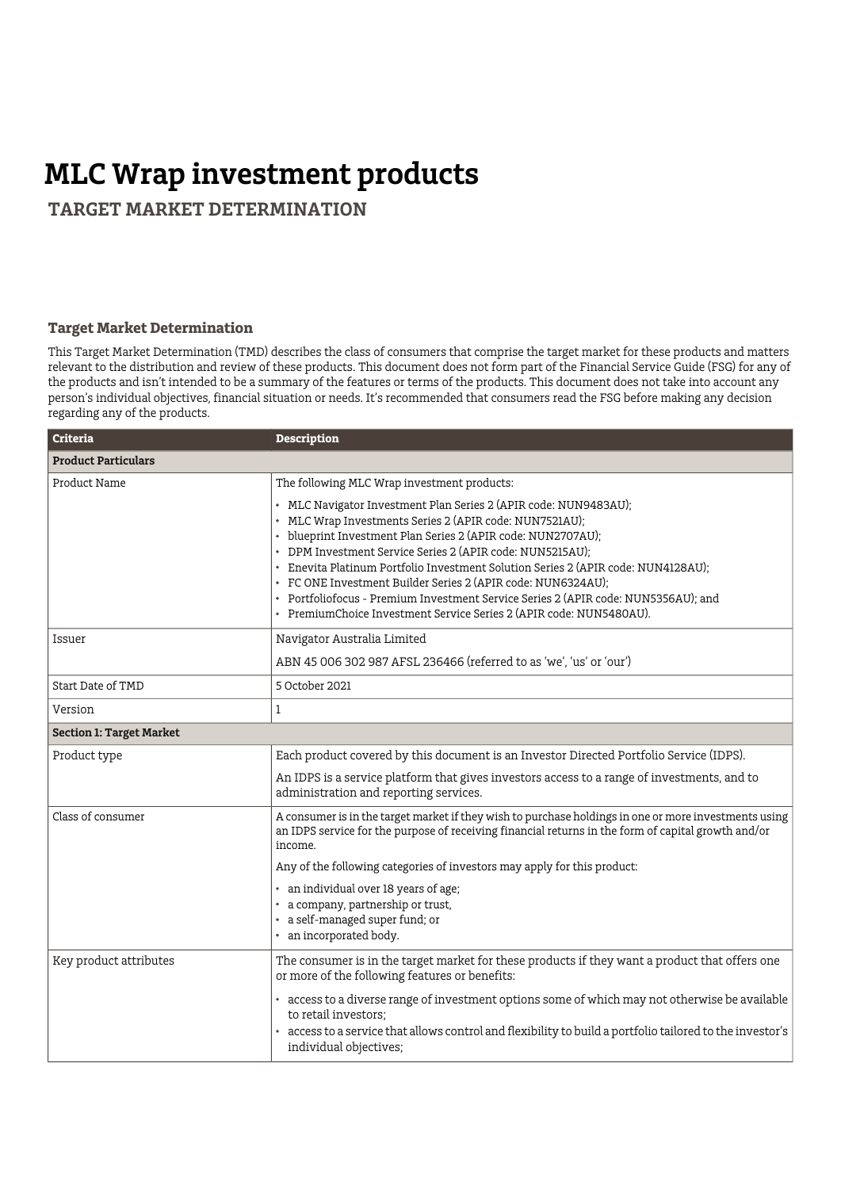# MLC Wrap investment products

## TARGET MARKET DETERMINATION

### Target Market Determination

This Target Market Determination (TMD) describes the class of consumers that comprise the target market for these products and matters relevant to the distribution and review of these products. This document does not form part of the Financial Service Guide (FSG) for any of the products and isn't intended to be a summary of the features or terms of the products. This document does not take into account any person's individual objectives, financial situation or needs. It's recommended that consumers read the FSG before making any decision regarding any of the products.

| Criteria | Description |
|---|---|
| **Product Particulars** | |
| Product Name | The following MLC Wrap investment products:<br>• MLC Navigator Investment Plan Series 2 (APIR code: NUN9483AU);<br>• MLC Wrap Investments Series 2 (APIR code: NUN7521AU);<br>• blueprint Investment Plan Series 2 (APIR code: NUN2707AU);<br>• DPM Investment Service Series 2 (APIR code: NUN5215AU);<br>• Enevita Platinum Portfolio Investment Solution Series 2 (APIR code: NUN4128AU);<br>• FC ONE Investment Builder Series 2 (APIR code: NUN6324AU);<br>• Portfoliofocus - Premium Investment Service Series 2 (APIR code: NUN5356AU); and<br>• PremiumChoice Investment Service Series 2 (APIR code: NUN5480AU). |
| Issuer | Navigator Australia Limited<br>ABN 45 006 302 987 AFSL 236466 (referred to as 'we', 'us' or 'our') |
| Start Date of TMD | 5 October 2021 |
| Version | 1 |
| **Section 1: Target Market** | |
| Product type | Each product covered by this document is an Investor Directed Portfolio Service (IDPS).<br>An IDPS is a service platform that gives investors access to a range of investments, and to administration and reporting services. |
| Class of consumer | A consumer is in the target market if they wish to purchase holdings in one or more investments using an IDPS service for the purpose of receiving financial returns in the form of capital growth and/or income.<br>Any of the following categories of investors may apply for this product:<br>• an individual over 18 years of age;<br>• a company, partnership or trust,<br>• a self-managed super fund; or<br>• an incorporated body. |
| Key product attributes | The consumer is in the target market for these products if they want a product that offers one or more of the following features or benefits:<br>• access to a diverse range of investment options some of which may not otherwise be available to retail investors;<br>• access to a service that allows control and flexibility to build a portfolio tailored to the investor's individual objectives; |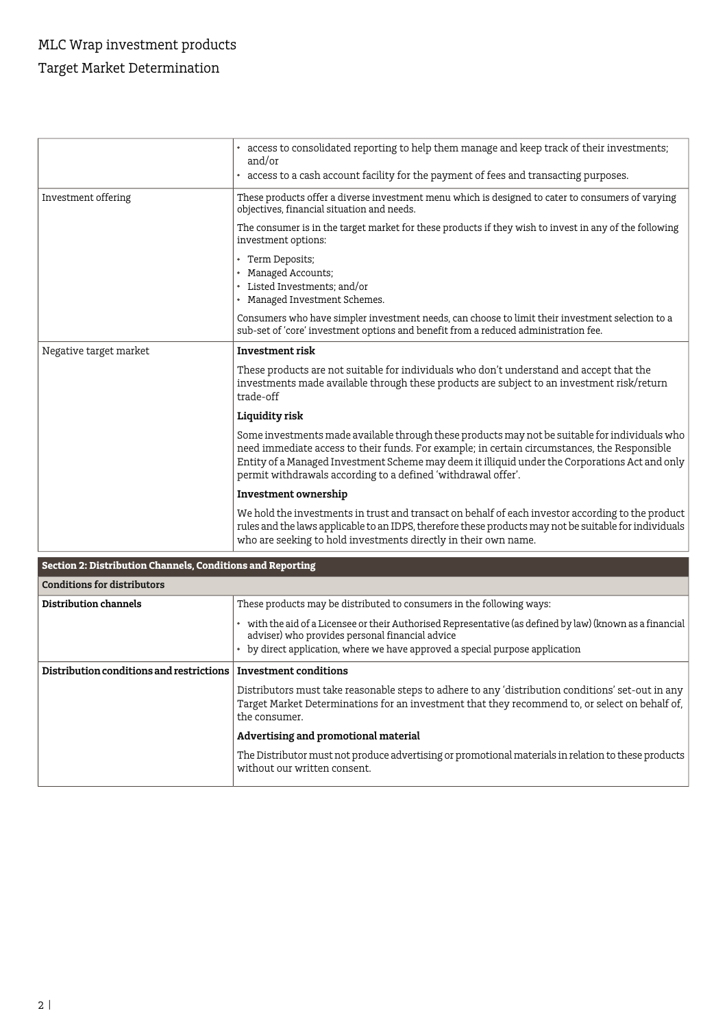| | |
|---|---|
| | • access to consolidated reporting to help them manage and keep track of their investments; and/or<br>• access to a cash account facility for the payment of fees and transacting purposes. |
| Investment offering | These products offer a diverse investment menu which is designed to cater to consumers of varying objectives, financial situation and needs.<br><br>The consumer is in the target market for these products if they wish to invest in any of the following investment options:<br><br>• Term Deposits;<br>• Managed Accounts;<br>• Listed Investments; and/or<br>• Managed Investment Schemes.<br><br>Consumers who have simpler investment needs, can choose to limit their investment selection to a sub-set of 'core' investment options and benefit from a reduced administration fee. |
| Negative target market | **Investment risk**<br><br>These products are not suitable for individuals who don't understand and accept that the investments made available through these products are subject to an investment risk/return trade-off<br><br>**Liquidity risk**<br><br>Some investments made available through these products may not be suitable for individuals who need immediate access to their funds. For example; in certain circumstances, the Responsible Entity of a Managed Investment Scheme may deem it illiquid under the Corporations Act and only permit withdrawals according to a defined 'withdrawal offer'.<br><br>**Investment ownership**<br><br>We hold the investments in trust and transact on behalf of each investor according to the product rules and the laws applicable to an IDPS, therefore these products may not be suitable for individuals who are seeking to hold investments directly in their own name. |

## Section 2: Distribution Channels, Conditions and Reporting

| **Conditions for distributors** | |
|---|---|
| **Distribution channels** | These products may be distributed to consumers in the following ways:<br><br>• with the aid of a Licensee or their Authorised Representative (as defined by law) (known as a financial adviser) who provides personal financial advice<br>• by direct application, where we have approved a special purpose application |
| **Distribution conditions and restrictions** | **Investment conditions**<br><br>Distributors must take reasonable steps to adhere to any 'distribution conditions' set-out in any Target Market Determinations for an investment that they recommend to, or select on behalf of, the consumer.<br><br>**Advertising and promotional material**<br><br>The Distributor must not produce advertising or promotional materials in relation to these products without our written consent. |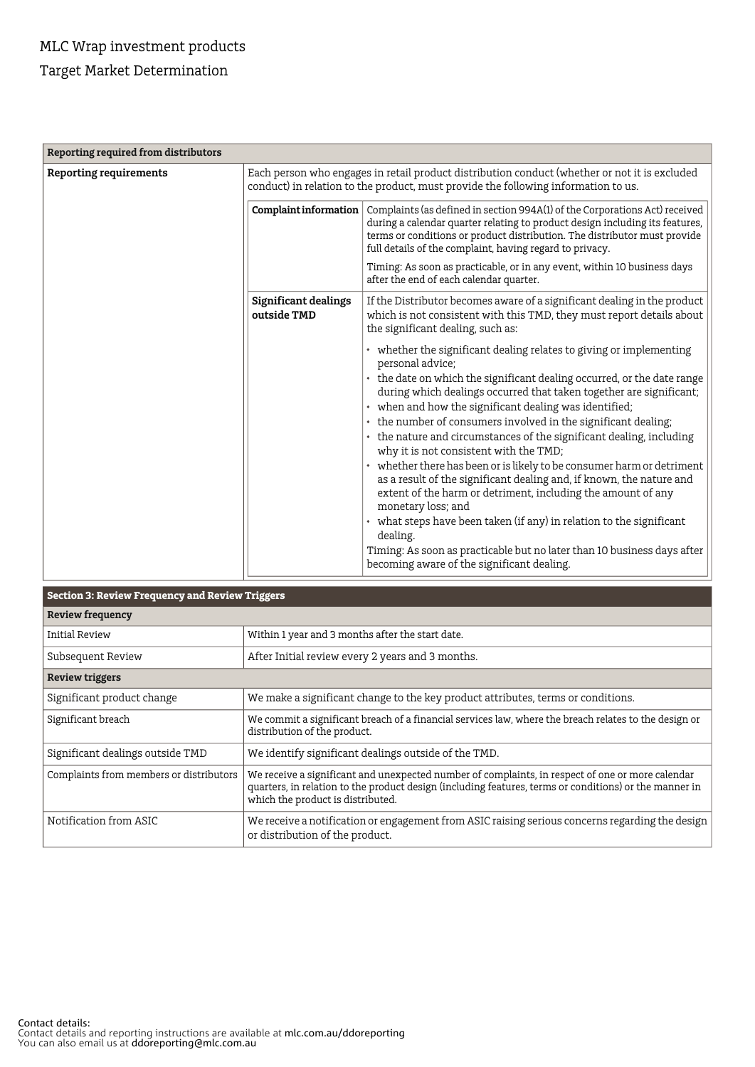| Reporting required from distributors | | |
|---|---|---|
| **Reporting requirements** | Each person who engages in retail product distribution conduct (whether or not it is excluded conduct) in relation to the product, must provide the following information to us. | |
| | **Complaint information** | Complaints (as defined in section 994A(1) of the Corporations Act) received during a calendar quarter relating to product design including its features, terms or conditions or product distribution. The distributor must provide full details of the complaint, having regard to privacy.<br><br>Timing: As soon as practicable, or in any event, within 10 business days after the end of each calendar quarter. |
| | **Significant dealings outside TMD** | If the Distributor becomes aware of a significant dealing in the product which is not consistent with this TMD, they must report details about the significant dealing, such as:<br><br>• whether the significant dealing relates to giving or implementing personal advice;<br>• the date on which the significant dealing occurred, or the date range during which dealings occurred that taken together are significant;<br>• when and how the significant dealing was identified;<br>• the number of consumers involved in the significant dealing;<br>• the nature and circumstances of the significant dealing, including why it is not consistent with the TMD;<br>• whether there has been or is likely to be consumer harm or detriment as a result of the significant dealing and, if known, the nature and extent of the harm or detriment, including the amount of any monetary loss; and<br>• what steps have been taken (if any) in relation to the significant dealing.<br><br>Timing: As soon as practicable but no later than 10 business days after becoming aware of the significant dealing. |

| Section 3: Review Frequency and Review Triggers | |
|---|---|
| **Review frequency** | |
| Initial Review | Within 1 year and 3 months after the start date. |
| Subsequent Review | After Initial review every 2 years and 3 months. |
| **Review triggers** | |
| Significant product change | We make a significant change to the key product attributes, terms or conditions. |
| Significant breach | We commit a significant breach of a financial services law, where the breach relates to the design or distribution of the product. |
| Significant dealings outside TMD | We identify significant dealings outside of the TMD. |
| Complaints from members or distributors | We receive a significant and unexpected number of complaints, in respect of one or more calendar quarters, in relation to the product design (including features, terms or conditions) or the manner in which the product is distributed. |
| Notification from ASIC | We receive a notification or engagement from ASIC raising serious concerns regarding the design or distribution of the product. |

Contact details:
Contact details and reporting instructions are available at mlc.com.au/ddoreporting
You can also email us at ddoreporting@mlc.com.au